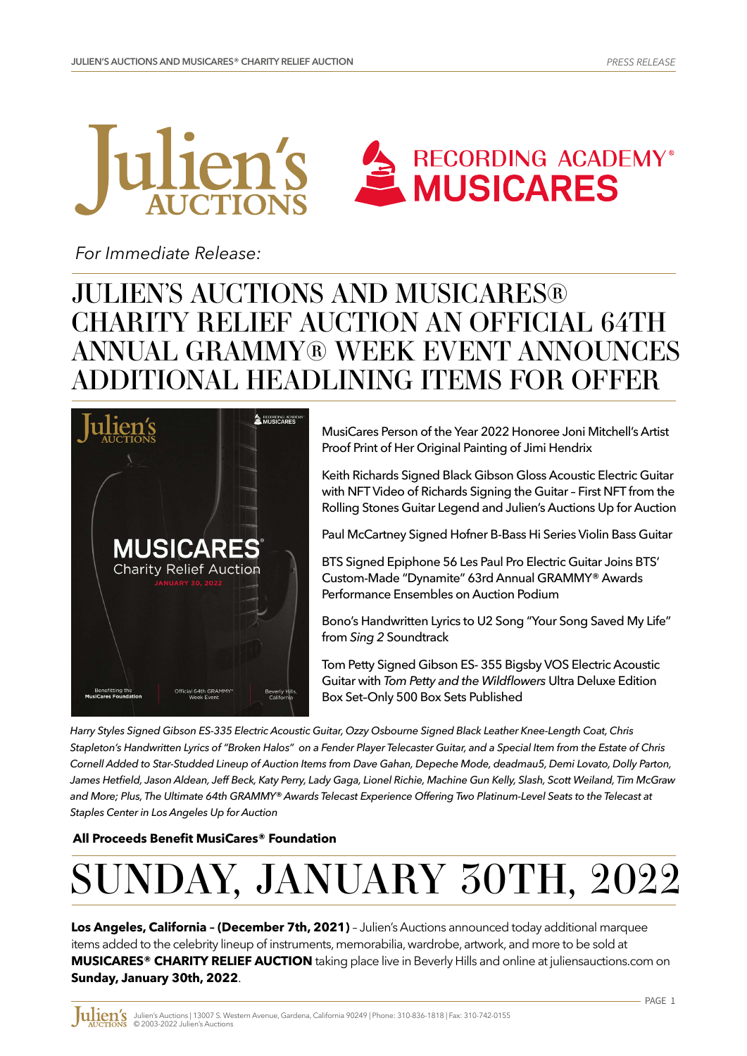*For Immediate Release:*

# JULIEN'S AUCTIONS AND MUSICARES® CHARITY RELIEF AUCTION AN OFFICIAL 64TH ANNUAL GRAMMY® WEEK EVENT ANNOUNCES ADDITIONAL HEADLINING ITEMS FOR OFFER

MusiCares Person of the Year 2022 Honoree Joni Mitchell's Artist Proof Print of Her Original Painting of Jimi Hendrix

Keith Richards Signed Black Gibson Gloss Acoustic Electric Guitar with NFT Video of Richards Signing the Guitar – First NFT from the Rolling Stones Guitar Legend and Julien's Auctions Up for Auction

Paul McCartney Signed Hofner B-Bass Hi Series Violin Bass Guitar

BTS Signed Epiphone 56 Les Paul Pro Electric Guitar Joins BTS' Custom-Made "Dynamite" 63rd Annual GRAMMY® Awards Performance Ensembles on Auction Podium

Bono's Handwritten Lyrics to U2 Song "Your Song Saved My Life" from *Sing 2* Soundtrack

Tom Petty Signed Gibson ES- 355 Bigsby VOS Electric Acoustic Guitar with *Tom Petty and the Wildflowers* Ultra Deluxe Edition Box Set–Only 500 Box Sets Published

*Harry Styles Signed Gibson ES-335 Electric Acoustic Guitar, Ozzy Osbourne Signed Black Leather Knee-Length Coat, Chris Stapleton's Handwritten Lyrics of "Broken Halos" on a Fender Player Telecaster Guitar, and a Special Item from the Estate of Chris Cornell Added to Star-Studded Lineup of Auction Items from Dave Gahan, Depeche Mode, deadmau5, Demi Lovato, Dolly Parton, James Hetfield, Jason Aldean, Jeff Beck, Katy Perry, Lady Gaga, Lionel Richie, Machine Gun Kelly, Slash, Scott Weiland, Tim McGraw and More; Plus, The Ultimate 64th GRAMMY® Awards Telecast Experience Offering Two Platinum-Level Seats to the Telecast at Staples Center in Los Angeles Up for Auction*

**All Proceeds Benefit MusiCares® Foundation**

# SUNDAY, JANUARY 30TH, 2022

**Los Angeles, California – (December 7th, 2021)** – Julien's Auctions announced today additional marquee items added to the celebrity lineup of instruments, memorabilia, wardrobe, artwork, and more to be sold at **MUSICARES® CHARITY RELIEF AUCTION** taking place live in Beverly Hills and online at juliensauctions.com on **Sunday, January 30th, 2022**.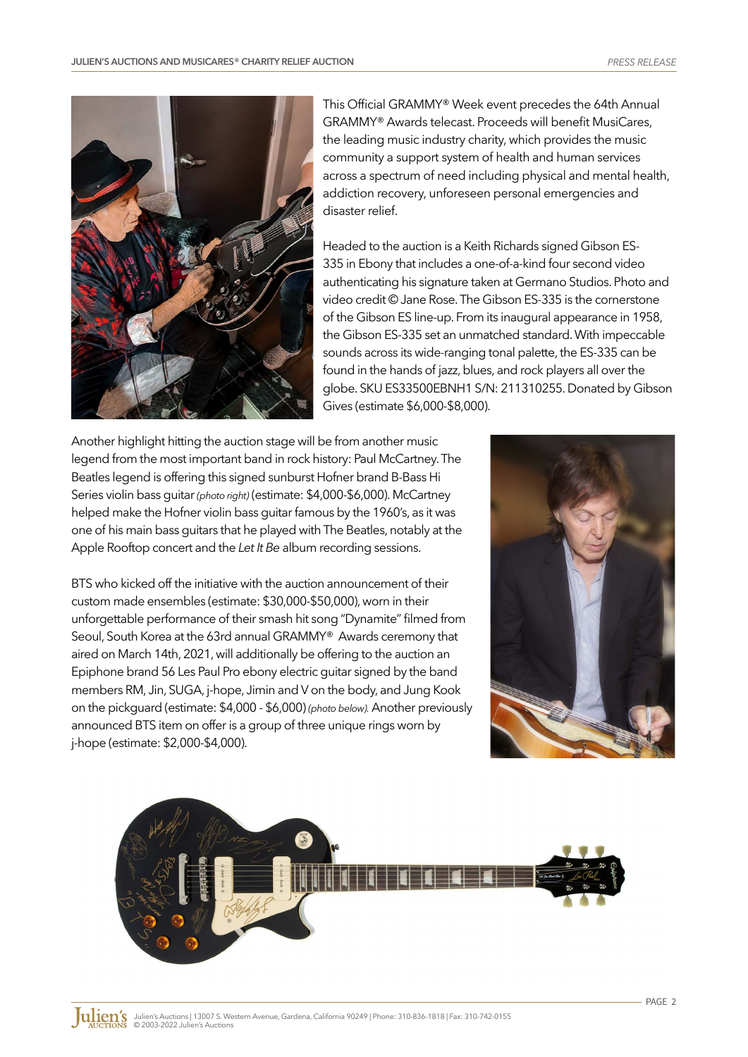This Official GRAMMY® Week event precedes the 64th Annual GRAMMY® Awards telecast. Proceeds will benefit MusiCares, the leading music industry charity, which provides the music community a support system of health and human services across a spectrum of need including physical and mental health, addiction recovery, unforeseen personal emergencies and disaster relief.

Headed to the auction is a Keith Richards signed Gibson ES-335 in Ebony that includes a one-of-a-kind four second video authenticating his signature taken at Germano Studios. Photo and video credit © Jane Rose. The Gibson ES-335 is the cornerstone of the Gibson ES line-up. From its inaugural appearance in 1958, the Gibson ES-335 set an unmatched standard. With impeccable sounds across its wide-ranging tonal palette, the ES-335 can be found in the hands of jazz, blues, and rock players all over the globe. SKU ES33500EBNH1 S/N: 211310255. Donated by Gibson Gives (estimate $6,000-$8,000).

Another highlight hitting the auction stage will be from another music legend from the most important band in rock history: Paul McCartney. The Beatles legend is offering this signed sunburst Hofner brand B-Bass Hi Series violin bass guitar *(photo right)* (estimate: $4,000-$6,000). McCartney helped make the Hofner violin bass guitar famous by the 1960's, as it was one of his main bass guitars that he played with The Beatles, notably at the Apple Rooftop concert and the *Let It Be* album recording sessions.

BTS who kicked off the initiative with the auction announcement of their custom made ensembles (estimate: $30,000-$50,000), worn in their unforgettable performance of their smash hit song "Dynamite" filmed from Seoul, South Korea at the 63rd annual GRAMMY® Awards ceremony that aired on March 14th, 2021, will additionally be offering to the auction an Epiphone brand 56 Les Paul Pro ebony electric guitar signed by the band members RM, Jin, SUGA, j-hope, Jimin and V on the body, and Jung Kook on the pickguard (estimate: $4,000 - $6,000) *(photo below).* Another previously announced BTS item on offer is a group of three unique rings worn by j-hope (estimate: $2,000-$4,000).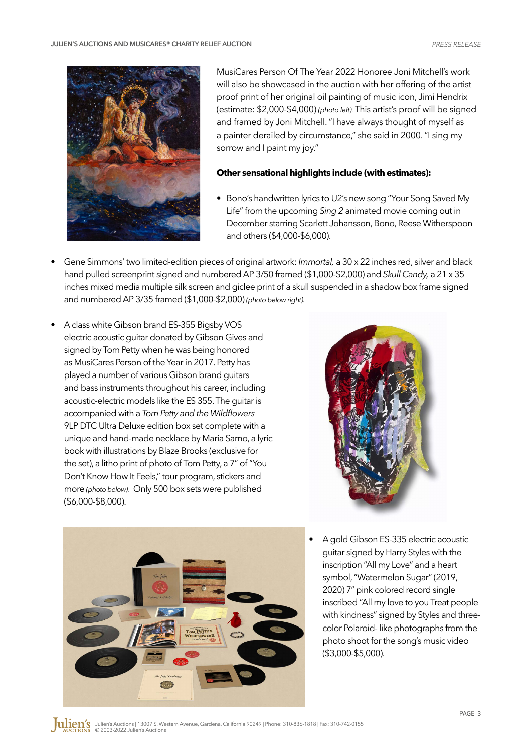MusiCares Person Of The Year 2022 Honoree Joni Mitchell's work will also be showcased in the auction with her offering of the artist proof print of her original oil painting of music icon, Jimi Hendrix (estimate: $2,000-$4,000) *(photo left)*. This artist's proof will be signed and framed by Joni Mitchell. "I have always thought of myself as a painter derailed by circumstance," she said in 2000. "I sing my sorrow and I paint my joy."

**Other sensational highlights include (with estimates):**

- Bono's handwritten lyrics to U2's new song "Your Song Saved My Life" from the upcoming *Sing 2* animated movie coming out in December starring Scarlett Johansson, Bono, Reese Witherspoon and others ($4,000-$6,000).
- Gene Simmons' two limited-edition pieces of original artwork: *Immortal,* a 30 x 22 inches red, silver and black hand pulled screenprint signed and numbered AP 3/50 framed ($1,000-$2,000) and *Skull Candy,* a 21 x 35 inches mixed media multiple silk screen and giclee print of a skull suspended in a shadow box frame signed and numbered AP 3/35 framed ($1,000-$2,000) *(photo below right)*.
- A class white Gibson brand ES-355 Bigsby VOS electric acoustic guitar donated by Gibson Gives and signed by Tom Petty when he was being honored as MusiCares Person of the Year in 2017. Petty has played a number of various Gibson brand guitars and bass instruments throughout his career, including acoustic-electric models like the ES 355. The guitar is accompanied with a *Tom Petty and the Wildflowers* 9LP DTC Ultra Deluxe edition box set complete with a unique and hand-made necklace by Maria Sarno, a lyric book with illustrations by Blaze Brooks (exclusive for the set), a litho print of photo of Tom Petty, a 7" of "You Don't Know How It Feels," tour program, stickers and more *(photo below)*. Only 500 box sets were published ($6,000-$8,000).
- A gold Gibson ES-335 electric acoustic guitar signed by Harry Styles with the inscription "All my Love" and a heart symbol, "Watermelon Sugar" (2019, 2020) 7" pink colored record single inscribed "All my love to you Treat people with kindness" signed by Styles and three-color Polaroid- like photographs from the photo shoot for the song's music video ($3,000-$5,000).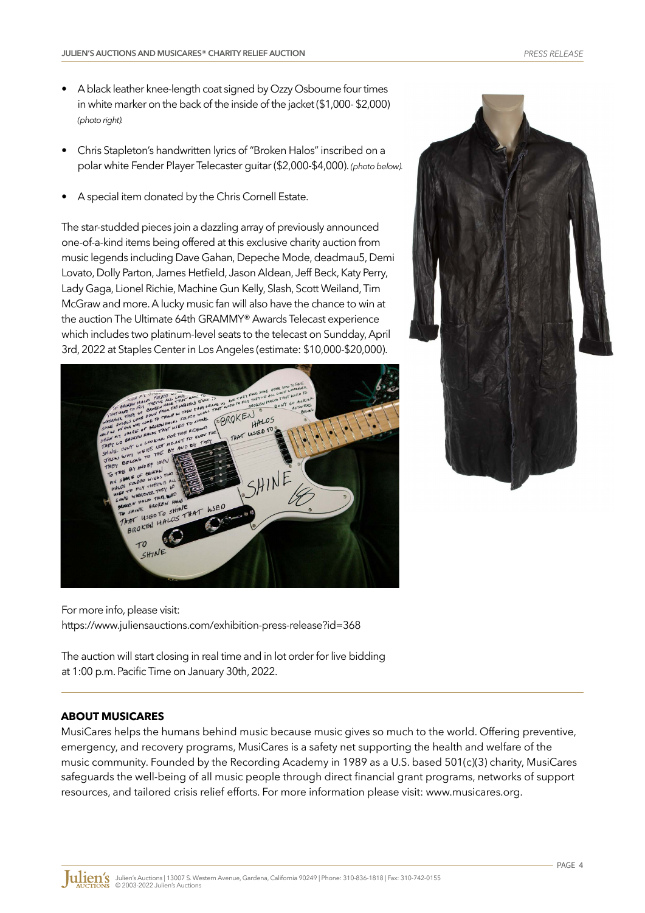- A black leather knee-length coat signed by Ozzy Osbourne four times in white marker on the back of the inside of the jacket ($1,000- $2,000) *(photo right).*
- Chris Stapleton's handwritten lyrics of "Broken Halos" inscribed on a polar white Fender Player Telecaster guitar ($2,000-$4,000). *(photo below).*
- A special item donated by the Chris Cornell Estate.

The star-studded pieces join a dazzling array of previously announced one-of-a-kind items being offered at this exclusive charity auction from music legends including Dave Gahan, Depeche Mode, deadmau5, Demi Lovato, Dolly Parton, James Hetfield, Jason Aldean, Jeff Beck, Katy Perry, Lady Gaga, Lionel Richie, Machine Gun Kelly, Slash, Scott Weiland, Tim McGraw and more. A lucky music fan will also have the chance to win at the auction The Ultimate 64th GRAMMY® Awards Telecast experience which includes two platinum-level seats to the telecast on Sunday, April 3rd, 2022 at Staples Center in Los Angeles (estimate: $10,000-$20,000).

For more info, please visit: https://www.juliensauctions.com/exhibition-press-release?id=368

The auction will start closing in real time and in lot order for live bidding at 1:00 p.m. Pacific Time on January 30th, 2022.

---

## ABOUT MUSICARES

MusiCares helps the humans behind music because music gives so much to the world. Offering preventive, emergency, and recovery programs, MusiCares is a safety net supporting the health and welfare of the music community. Founded by the Recording Academy in 1989 as a U.S. based 501(c)(3) charity, MusiCares safeguards the well-being of all music people through direct financial grant programs, networks of support resources, and tailored crisis relief efforts. For more information please visit: www.musicares.org.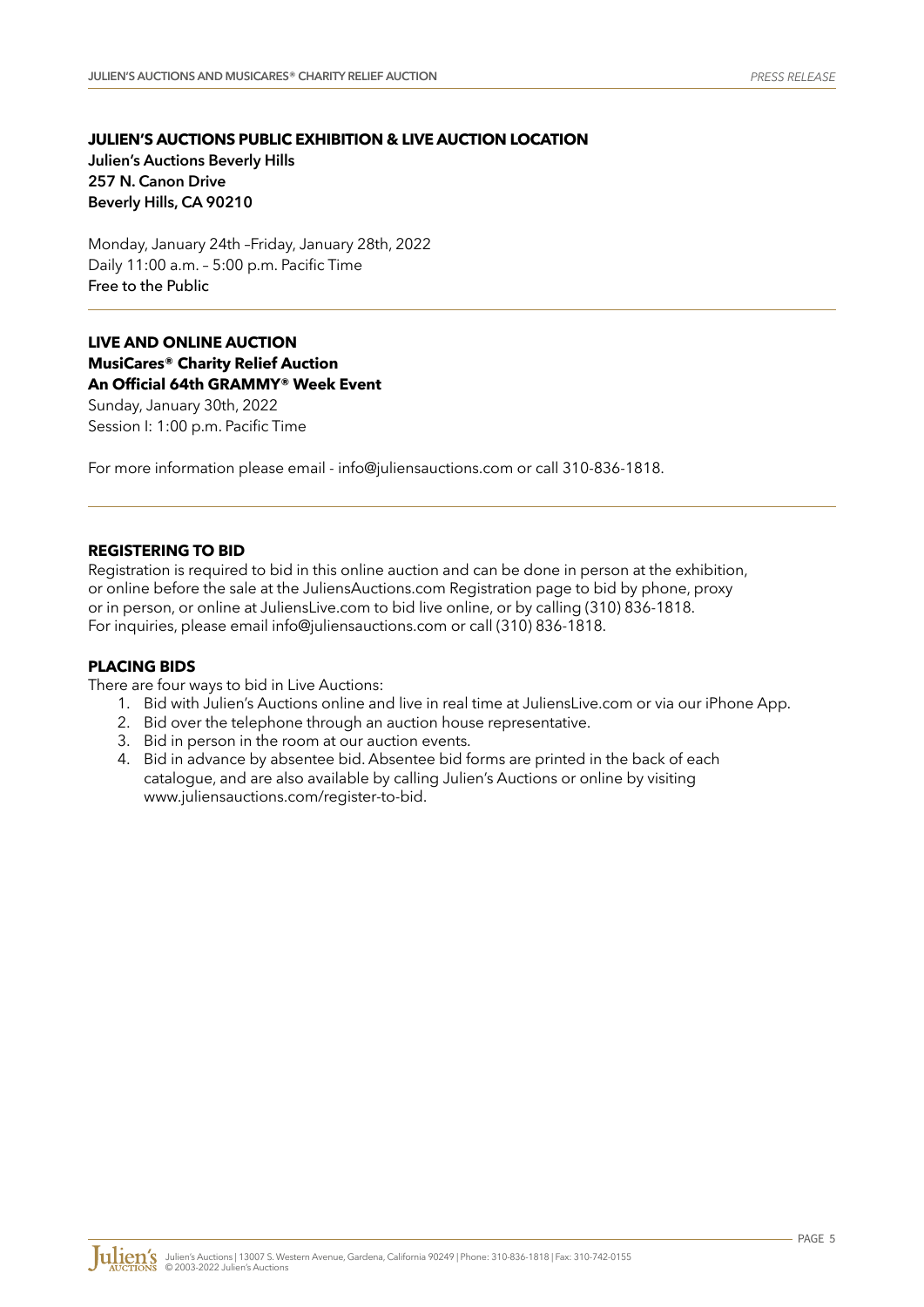**JULIEN'S AUCTIONS PUBLIC EXHIBITION & LIVE AUCTION LOCATION**

**Julien's Auctions Beverly Hills**
**257 N. Canon Drive**
**Beverly Hills, CA 90210**

Monday, January 24th –Friday, January 28th, 2022
Daily 11:00 a.m. – 5:00 p.m. Pacific Time
Free to the Public

---

**LIVE AND ONLINE AUCTION**
**MusiCares® Charity Relief Auction**
**An Official 64th GRAMMY® Week Event**
Sunday, January 30th, 2022
Session I: 1:00 p.m. Pacific Time

For more information please email - info@juliensauctions.com or call 310-836-1818.

---

**REGISTERING TO BID**

Registration is required to bid in this online auction and can be done in person at the exhibition, or online before the sale at the JuliensAuctions.com Registration page to bid by phone, proxy or in person, or online at JuliensLive.com to bid live online, or by calling (310) 836-1818.
For inquiries, please email info@juliensauctions.com or call (310) 836-1818.

**PLACING BIDS**

There are four ways to bid in Live Auctions:

1. Bid with Julien's Auctions online and live in real time at JuliensLive.com or via our iPhone App.
2. Bid over the telephone through an auction house representative.
3. Bid in person in the room at our auction events.
4. Bid in advance by absentee bid. Absentee bid forms are printed in the back of each catalogue, and are also available by calling Julien's Auctions or online by visiting www.juliensauctions.com/register-to-bid.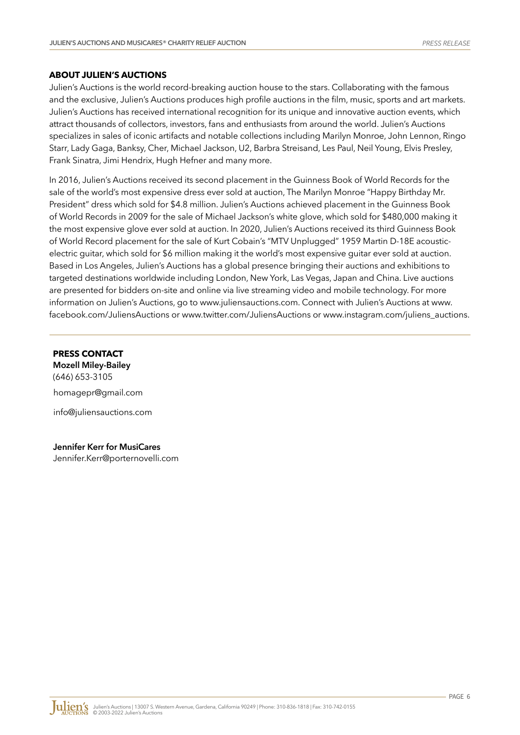## ABOUT JULIEN'S AUCTIONS

Julien's Auctions is the world record-breaking auction house to the stars. Collaborating with the famous and the exclusive, Julien's Auctions produces high profile auctions in the film, music, sports and art markets. Julien's Auctions has received international recognition for its unique and innovative auction events, which attract thousands of collectors, investors, fans and enthusiasts from around the world. Julien's Auctions specializes in sales of iconic artifacts and notable collections including Marilyn Monroe, John Lennon, Ringo Starr, Lady Gaga, Banksy, Cher, Michael Jackson, U2, Barbra Streisand, Les Paul, Neil Young, Elvis Presley, Frank Sinatra, Jimi Hendrix, Hugh Hefner and many more.

In 2016, Julien's Auctions received its second placement in the Guinness Book of World Records for the sale of the world's most expensive dress ever sold at auction, The Marilyn Monroe "Happy Birthday Mr. President" dress which sold for $4.8 million. Julien's Auctions achieved placement in the Guinness Book of World Records in 2009 for the sale of Michael Jackson's white glove, which sold for $480,000 making it the most expensive glove ever sold at auction. In 2020, Julien's Auctions received its third Guinness Book of World Record placement for the sale of Kurt Cobain's "MTV Unplugged" 1959 Martin D-18E acoustic-electric guitar, which sold for $6 million making it the world's most expensive guitar ever sold at auction. Based in Los Angeles, Julien's Auctions has a global presence bringing their auctions and exhibitions to targeted destinations worldwide including London, New York, Las Vegas, Japan and China. Live auctions are presented for bidders on-site and online via live streaming video and mobile technology. For more information on Julien's Auctions, go to www.juliensauctions.com. Connect with Julien's Auctions at www.facebook.com/JuliensAuctions or www.twitter.com/JuliensAuctions or www.instagram.com/juliens_auctions.

---

**PRESS CONTACT**
**Mozell Miley-Bailey**
(646) 653-3105

homagepr@gmail.com

info@juliensauctions.com

**Jennifer Kerr for MusiCares**
Jennifer.Kerr@porternovelli.com